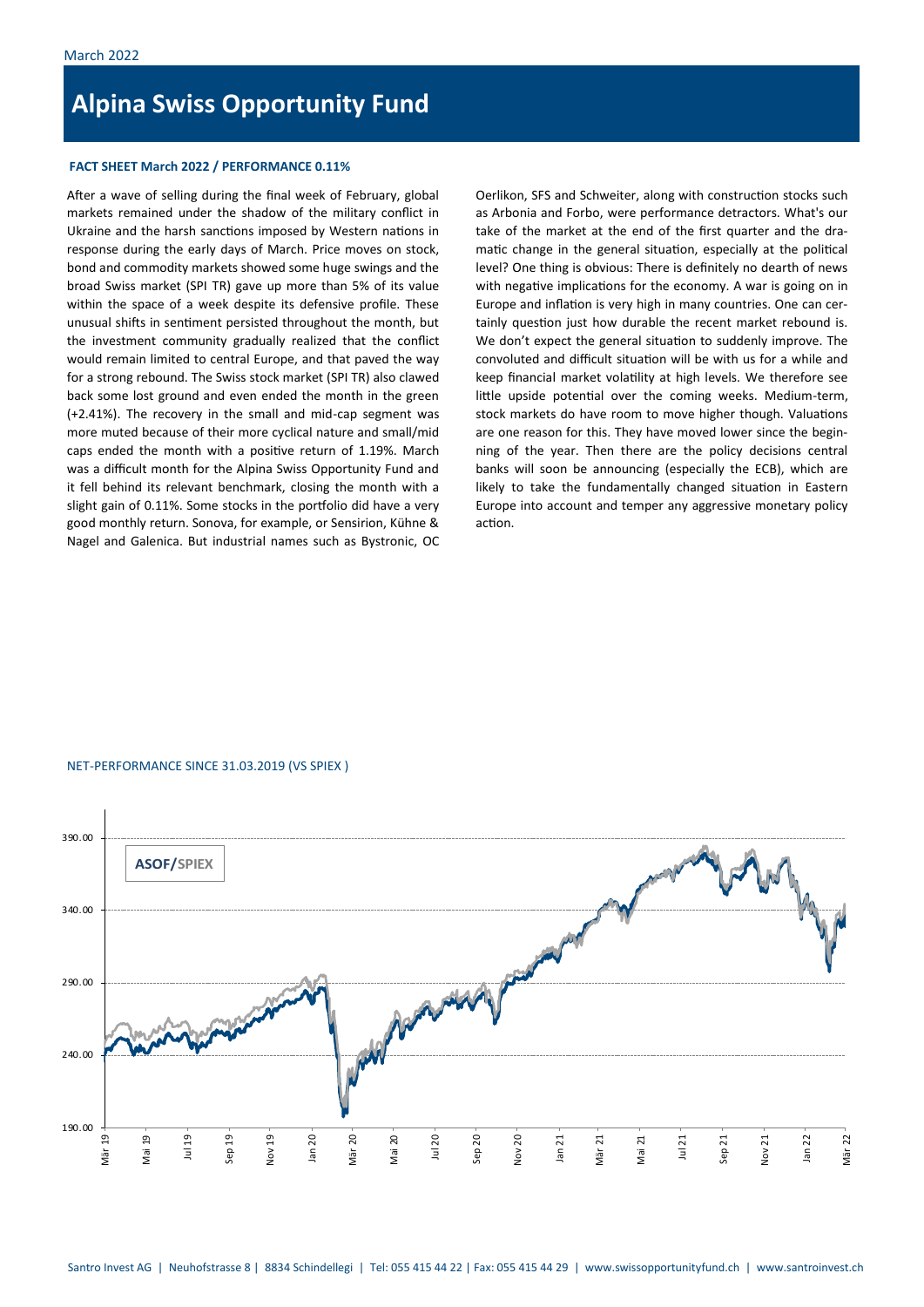March 2022

# Alpina Swiss Opportunity Fund

**FACT SHEET March 2022 / PERFORMANCE 0.11%**

After a wave of selling during the final week of February, global markets remained under the shadow of the military conflict in Ukraine and the harsh sanctions imposed by Western nations in response during the early days of March. Price moves on stock, bond and commodity markets showed some huge swings and the broad Swiss market (SPI TR) gave up more than 5% of its value within the space of a week despite its defensive profile. These unusual shifts in sentiment persisted throughout the month, but the investment community gradually realized that the conflict would remain limited to central Europe, and that paved the way for a strong rebound. The Swiss stock market (SPI TR) also clawed back some lost ground and even ended the month in the green (+2.41%). The recovery in the small and mid-cap segment was more muted because of their more cyclical nature and small/mid caps ended the month with a positive return of 1.19%. March was a difficult month for the Alpina Swiss Opportunity Fund and it fell behind its relevant benchmark, closing the month with a slight gain of 0.11%. Some stocks in the portfolio did have a very good monthly return. Sonova, for example, or Sensirion, Kühne & Nagel and Galenica. But industrial names such as Bystronic, OC Oerlikon, SFS and Schweiter, along with construction stocks such as Arbonia and Forbo, were performance detractors. What's our take of the market at the end of the first quarter and the dramatic change in the general situation, especially at the political level? One thing is obvious: There is definitely no dearth of news with negative implications for the economy. A war is going on in Europe and inflation is very high in many countries. One can certainly question just how durable the recent market rebound is. We don't expect the general situation to suddenly improve. The convoluted and difficult situation will be with us for a while and keep financial market volatility at high levels. We therefore see little upside potential over the coming weeks. Medium-term, stock markets do have room to move higher though. Valuations are one reason for this. They have moved lower since the beginning of the year. Then there are the policy decisions central banks will soon be announcing (especially the ECB), which are likely to take the fundamentally changed situation in Eastern Europe into account and temper any aggressive monetary policy action.

NET-PERFORMANCE SINCE 31.03.2019 (VS SPIEX )

Santro Invest AG | Neuhofstrasse 8 | 8834 Schindellegi | Tel: 055 415 44 22 | Fax: 055 415 44 29 | www.swissopportunityfund.ch | www.santroinvest.ch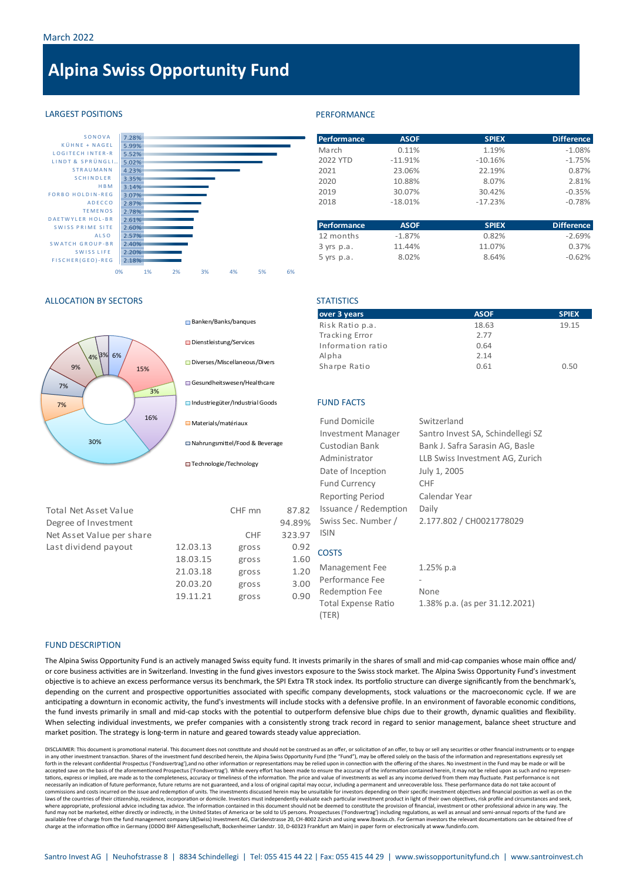March 2022

# Alpina Swiss Opportunity Fund

## LARGEST POSITIONS

SONOVA 7.28%
KÜHNE + NAGEL 5.99%
LOGITECH INTER-R 5.52%
LINDT & SPRÜNGLI... 5.02%
STRAUMANN 4.23%
SCHINDLER 3.35%
HBM 3.14%
FORBO HOLDIN-REG 3.07%
ADECCO 2.87%
TEMENOS 2.78%
DAETWYLER HOL-BR 2.61%
SWISS PRIME SITE 2.60%
ALSO 2.57%
SWATCH GROUP-BR 2.40%
SWISS LIFE 2.20%
FISCHER(GEO)-REG 2.18%

0% 1% 2% 3% 4% 5% 6%

## PERFORMANCE

| Performance | ASOF | SPIEX | Difference |
|---|---|---|---|
| March | 0.11% | 1.19% | -1.08% |
| 2022 YTD | -11.91% | -10.16% | -1.75% |
| 2021 | 23.06% | 22.19% | 0.87% |
| 2020 | 10.88% | 8.07% | 2.81% |
| 2019 | 30.07% | 30.42% | -0.35% |
| 2018 | -18.01% | -17.23% | -0.78% |

| Performance | ASOF | SPIEX | Difference |
|---|---|---|---|
| 12 months | -1.87% | 0.82% | -2.69% |
| 3 yrs p.a. | 11.44% | 11.07% | 0.37% |
| 5 yrs p.a. | 8.02% | 8.64% | -0.62% |

## ALLOCATION BY SECTORS

6% 15% 3% 16% 30% 7% 7% 9% 4% 3%

Banken/Banks/banques
Dienstleistung/Services
Diverses/Miscellaneous/Divers
Gesundheitswesen/Healthcare
Industriegüter/Industrial Goods
Materials/matériaux
Nahrungsmittel/Food & Beverage
Technologie/Technology

## STATISTICS

| over 3 years | ASOF | SPIEX |
|---|---|---|
| Risk Ratio p.a. | 18.63 | 19.15 |
| Tracking Error | 2.77 | |
| Information ratio | 0.64 | |
| Alpha | 2.14 | |
| Sharpe Ratio | 0.61 | 0.50 |

## FUND FACTS

| | |
|---|---|
| Fund Domicile | Switzerland |
| Investment Manager | Santro Invest SA, Schindellegi SZ |
| Custodian Bank | Bank J. Safra Sarasin AG, Basle |
| Administrator | LLB Swiss Investment AG, Zurich |
| Date of Inception | July 1, 2005 |
| Fund Currency | CHF |
| Reporting Period | Calendar Year |
| Issuance / Redemption | Daily |
| Swiss Sec. Number / ISIN | 2.177.802 / CH0021778029 |

| | | | |
|---|---|---|---|
| Total Net Asset Value | | CHF mn | 87.82 |
| Degree of Investment | | | 94.89% |
| Net Asset Value per share | | CHF | 323.97 |
| Last dividend payout | 12.03.13 | gross | 0.92 |
| | 18.03.15 | gross | 1.60 |
| | 21.03.18 | gross | 1.20 |
| | 20.03.20 | gross | 3.00 |
| | 19.11.21 | gross | 0.90 |

## COSTS

| | |
|---|---|
| Management Fee | 1.25% p.a |
| Performance Fee | - |
| Redemption Fee | None |
| Total Expense Ratio (TER) | 1.38% p.a. (as per 31.12.2021) |

## FUND DESCRIPTION

The Alpina Swiss Opportunity Fund is an actively managed Swiss equity fund. It invests primarily in the shares of small and mid-cap companies whose main office and/ or core business activities are in Switzerland. Investing in the fund gives investors exposure to the Swiss stock market. The Alpina Swiss Opportunity Fund's investment objective is to achieve an excess performance versus its benchmark, the SPI Extra TR stock index. Its portfolio structure can diverge significantly from the benchmark's, depending on the current and prospective opportunities associated with specific company developments, stock valuations or the macroeconomic cycle. If we are anticipating a downturn in economic activity, the fund's investments will include stocks with a defensive profile. In an environment of favorable economic conditions, the fund invests primarily in small and mid-cap stocks with the potential to outperform defensive blue chips due to their growth, dynamic qualities and flexibility. When selecting individual investments, we prefer companies with a consistently strong track record in regard to senior management, balance sheet structure and market position. The strategy is long-term in nature and geared towards steady value appreciation.

DISCLAIMER: This document is promotional material. This document does not constitute and should not be construed as an offer, or solicitation of an offer, to buy or sell any securities or other financial instruments or to engage in any other investment transaction. Shares of the investment fund described herein, the Alpina Swiss Opportunity Fund (the "Fund"), may be offered solely on the basis of the information and representations expressly set forth in the relevant confidential Prospectus ('Fondsvertrag'),and no other information or representations may be relied upon ('Fondsvertrag') in connection with the offering of the shares. No investment in the Fund may be made or will be accepted save on the basis of the aforementioned Prospectus ('Fondsvertrag'). While every effort has been made to ensure the accuracy of the information contained herein, it may not be relied upon as such and no representations, express or implied, are made as to the completeness, accuracy or timeliness of the information. The price and value of investments as well as any income derived from them may fluctuate. Past performance is not necessarily an indication of future performance, future returns are not guaranteed, and a loss of original capital may occur, including a permanent and unrecoverable loss. These performance data do not take account of commissions and costs incurred on the issue and redemption of units. The investments discussed herein may be unsuitable for investors depending on their specific investment objectives and financial position as well as on the laws of the countries of their citizenship, residence, incorporation or domicile. Investors must independently evaluate each particular investment product in light of their own objectives, risk profile and circumstances and seek, where appropriate, professional advice including tax advice. The information contained in this document should not be deemed to constitute the provision of financial, investment or other professional advice in any way. The fund may not be marketed, either directly or indirectly, in the United States of America or be sold to US persons. Prospectuses ('Fondsvertrag') including regulations, as well as annual and semi-annual reports of the fund are available free of charge from the fund management company LB(Swiss) Investment AG, Claridenstrasse 20, CH-8002 Zürich and using www.lbswiss.ch. For German investors the relevant documentations can be obtained free of charge at the information office in Germany (ODDO BHF Aktiengesellschaft, Bockenheimer Landstr. 10, D-60323 Frankfurt am Main) in paper form or electronically at www.fundinfo.com.

Santro Invest AG | Neuhofstrasse 8 | 8834 Schindellegi | Tel: 055 415 44 22 | Fax: 055 415 44 29 | www.swissopportunityfund.ch | www.santroinvest.ch